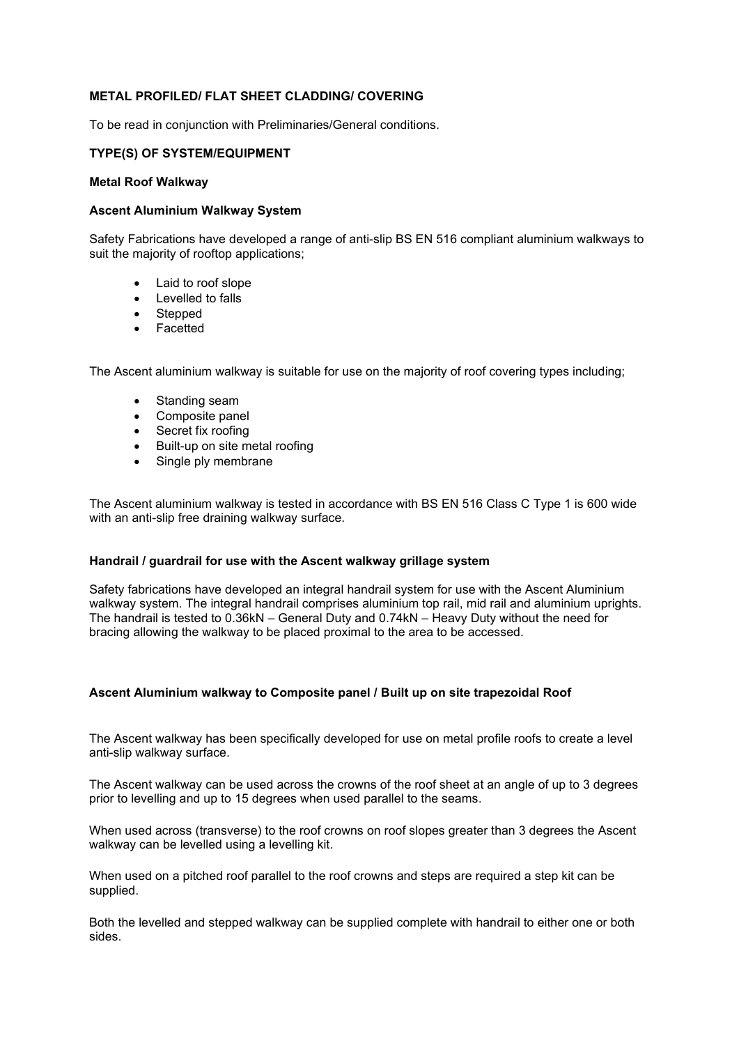## METAL PROFILED/ FLAT SHEET CLADDING/ COVERING

To be read in conjunction with Preliminaries/General conditions.

### TYPE(S) OF SYSTEM/EQUIPMENT

**Metal Roof Walkway**

**Ascent Aluminium Walkway System**

Safety Fabrications have developed a range of anti-slip BS EN 516 compliant aluminium walkways to suit the majority of rooftop applications;

- Laid to roof slope
- Levelled to falls
- Stepped
- Facetted

The Ascent aluminium walkway is suitable for use on the majority of roof covering types including;

- Standing seam
- Composite panel
- Secret fix roofing
- Built-up on site metal roofing
- Single ply membrane

The Ascent aluminium walkway is tested in accordance with BS EN 516 Class C Type 1 is 600 wide with an anti-slip free draining walkway surface.

**Handrail / guardrail for use with the Ascent walkway grillage system**

Safety fabrications have developed an integral handrail system for use with the Ascent Aluminium walkway system. The integral handrail comprises aluminium top rail, mid rail and aluminium uprights. The handrail is tested to 0.36kN – General Duty and 0.74kN – Heavy Duty without the need for bracing allowing the walkway to be placed proximal to the area to be accessed.

**Ascent Aluminium walkway to Composite panel / Built up on site trapezoidal Roof**

The Ascent walkway has been specifically developed for use on metal profile roofs to create a level anti-slip walkway surface.

The Ascent walkway can be used across the crowns of the roof sheet at an angle of up to 3 degrees prior to levelling and up to 15 degrees when used parallel to the seams.

When used across (transverse) to the roof crowns on roof slopes greater than 3 degrees the Ascent walkway can be levelled using a levelling kit.

When used on a pitched roof parallel to the roof crowns and steps are required a step kit can be supplied.

Both the levelled and stepped walkway can be supplied complete with handrail to either one or both sides.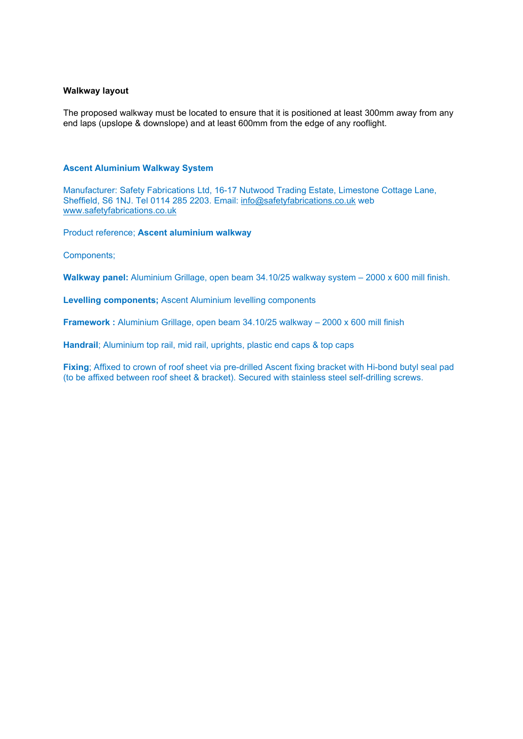**Walkway layout**

The proposed walkway must be located to ensure that it is positioned at least 300mm away from any end laps (upslope & downslope) and at least 600mm from the edge of any rooflight.

**Ascent Aluminium Walkway System**

Manufacturer: Safety Fabrications Ltd, 16-17 Nutwood Trading Estate, Limestone Cottage Lane, Sheffield, S6 1NJ. Tel 0114 285 2203. Email: info@safetyfabrications.co.uk web www.safetyfabrications.co.uk

Product reference; **Ascent aluminium walkway**

Components;

**Walkway panel:** Aluminium Grillage, open beam 34.10/25 walkway system – 2000 x 600 mill finish.

**Levelling components;** Ascent Aluminium levelling components

**Framework :** Aluminium Grillage, open beam 34.10/25 walkway – 2000 x 600 mill finish

**Handrail**; Aluminium top rail, mid rail, uprights, plastic end caps & top caps

**Fixing**; Affixed to crown of roof sheet via pre-drilled Ascent fixing bracket with Hi-bond butyl seal pad (to be affixed between roof sheet & bracket). Secured with stainless steel self-drilling screws.